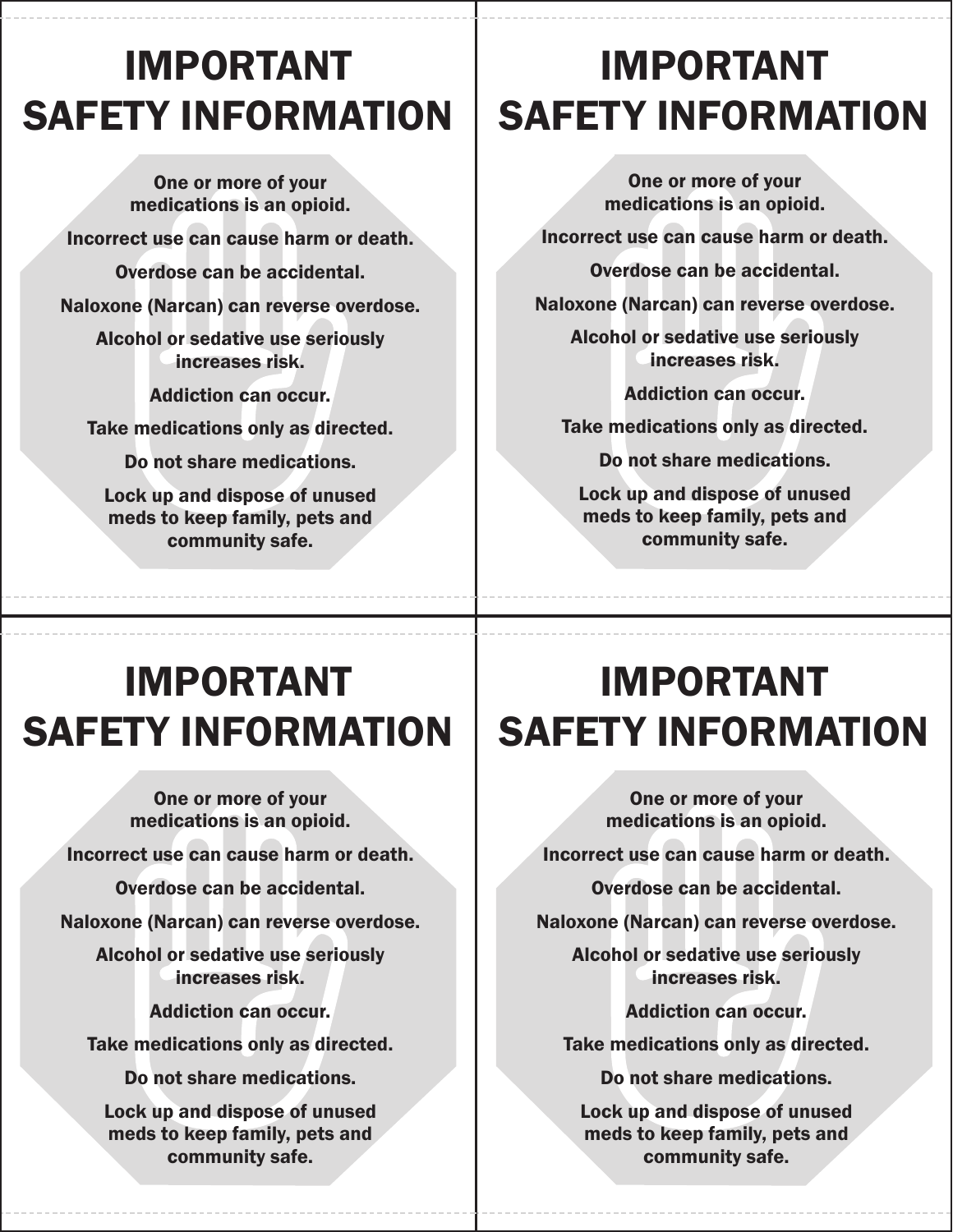# IMPORTANT SAFETY INFORMATION

One or more of your medications is an opioid.

Incorrect use can cause harm or death.

Overdose can be accidental.

Naloxone (Narcan) can reverse overdose.

Alcohol or sedative use seriously increases risk.

Addiction can occur.

Take medications only as directed.

Do not share medications.

Lock up and dispose of unused meds to keep family, pets and community safe.

# IMPORTANT SAFETY INFORMATION

One or more of your medications is an opioid.

Incorrect use can cause harm or death.

Overdose can be accidental.

Naloxone (Narcan) can reverse overdose.

Alcohol or sedative use seriously increases risk.

Addiction can occur.

Take medications only as directed.

Do not share medications.

Lock up and dispose of unused meds to keep family, pets and community safe.

# IMPORTANT SAFETY INFORMATION

One or more of your medications is an opioid.

Incorrect use can cause harm or death.

Overdose can be accidental.

Naloxone (Narcan) can reverse overdose.

Alcohol or sedative use seriously increases risk.

Addiction can occur.

Take medications only as directed.

Do not share medications.

Lock up and dispose of unused meds to keep family, pets and community safe.

# IMPORTANT SAFETY INFORMATION

One or more of your medications is an opioid.

Incorrect use can cause harm or death.

Overdose can be accidental.

Naloxone (Narcan) can reverse overdose.

Alcohol or sedative use seriously increases risk.

Addiction can occur.

Take medications only as directed.

Do not share medications.

Lock up and dispose of unused meds to keep family, pets and community safe.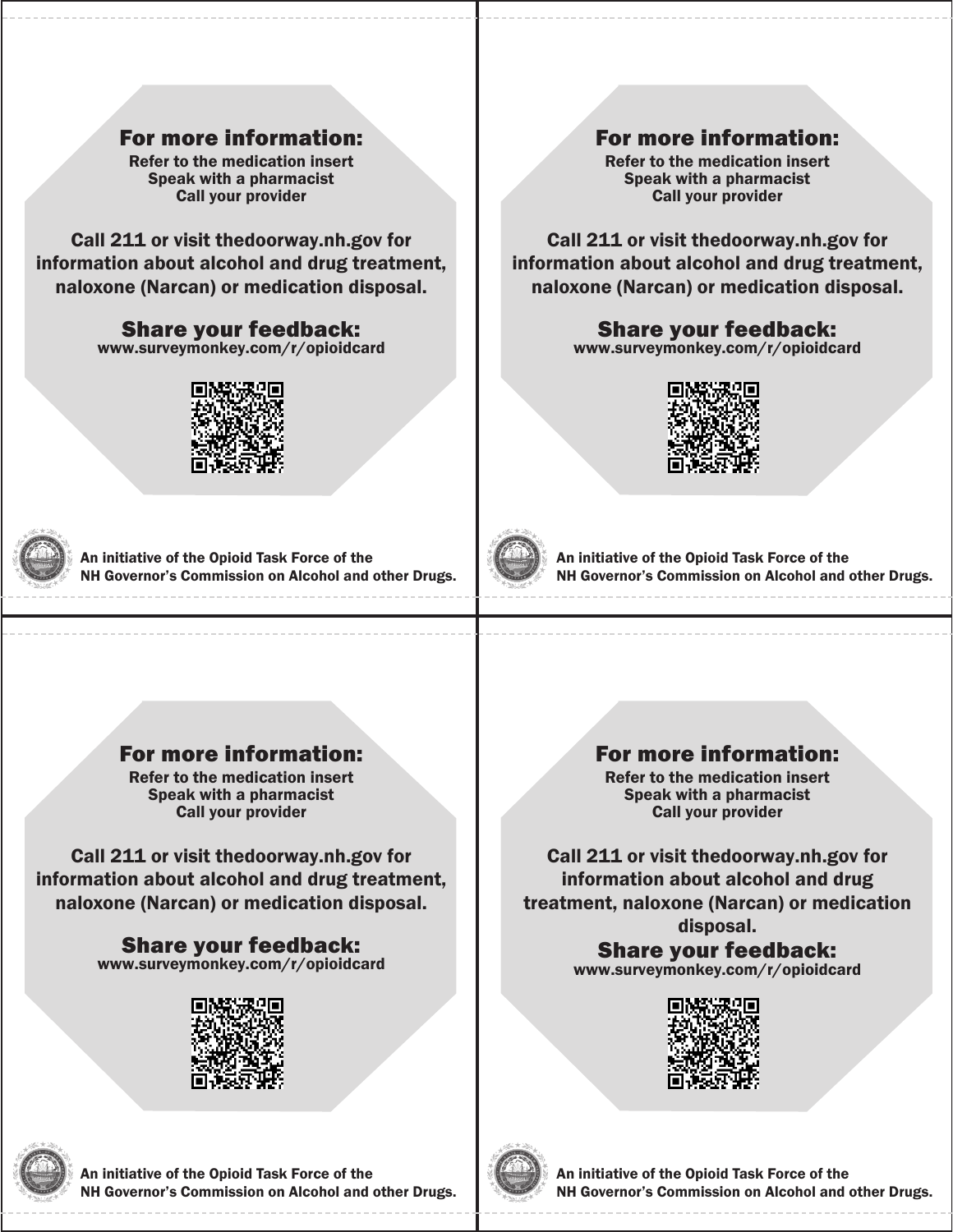## For more information:

Refer to the medication insert
Speak with a pharmacist
Call your provider

Call 211 or visit thedoorway.nh.gov for information about alcohol and drug treatment, naloxone (Narcan) or medication disposal.

## Share your feedback:

www.surveymonkey.com/r/opioidcard

An initiative of the Opioid Task Force of the NH Governor's Commission on Alcohol and other Drugs.

## For more information:

Refer to the medication insert
Speak with a pharmacist
Call your provider

Call 211 or visit thedoorway.nh.gov for information about alcohol and drug treatment, naloxone (Narcan) or medication disposal.

## Share your feedback:

www.surveymonkey.com/r/opioidcard

An initiative of the Opioid Task Force of the NH Governor's Commission on Alcohol and other Drugs.

## For more information:

Refer to the medication insert
Speak with a pharmacist
Call your provider

Call 211 or visit thedoorway.nh.gov for information about alcohol and drug treatment, naloxone (Narcan) or medication disposal.

## Share your feedback:

www.surveymonkey.com/r/opioidcard

An initiative of the Opioid Task Force of the NH Governor's Commission on Alcohol and other Drugs.

## For more information:

Refer to the medication insert
Speak with a pharmacist
Call your provider

Call 211 or visit thedoorway.nh.gov for information about alcohol and drug treatment, naloxone (Narcan) or medication disposal.

## Share your feedback:

www.surveymonkey.com/r/opioidcard

An initiative of the Opioid Task Force of the NH Governor's Commission on Alcohol and other Drugs.